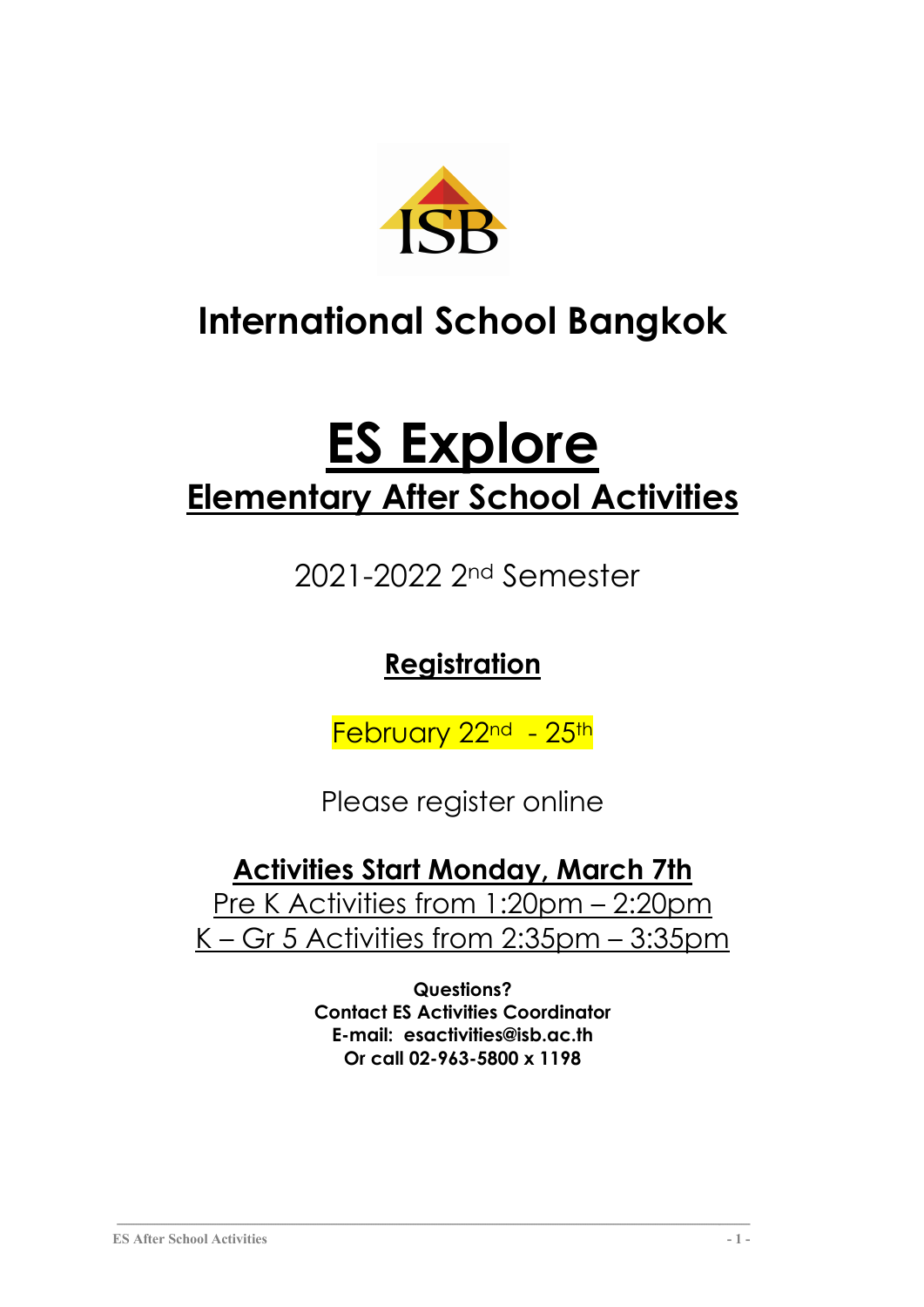# International School Bangkok

# ES Explore

## Elementary After School Activities

2021-2022 2nd Semester

**Registration**

February 22nd - 25th

Please register online

**Activities Start Monday, March 7th**

Pre K Activities from 1:20pm – 2:20pm

K – Gr 5 Activities from 2:35pm – 3:35pm

**Questions?**
**Contact ES Activities Coordinator**
**E-mail: esactivities@isb.ac.th**
**Or call 02-963-5800 x 1198**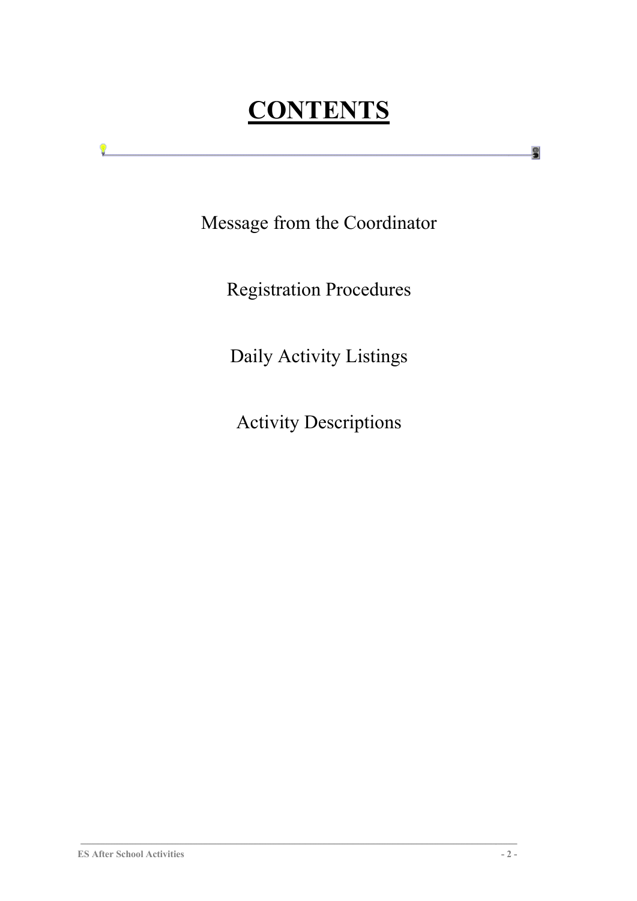# CONTENTS

Message from the Coordinator

Registration Procedures

Daily Activity Listings

Activity Descriptions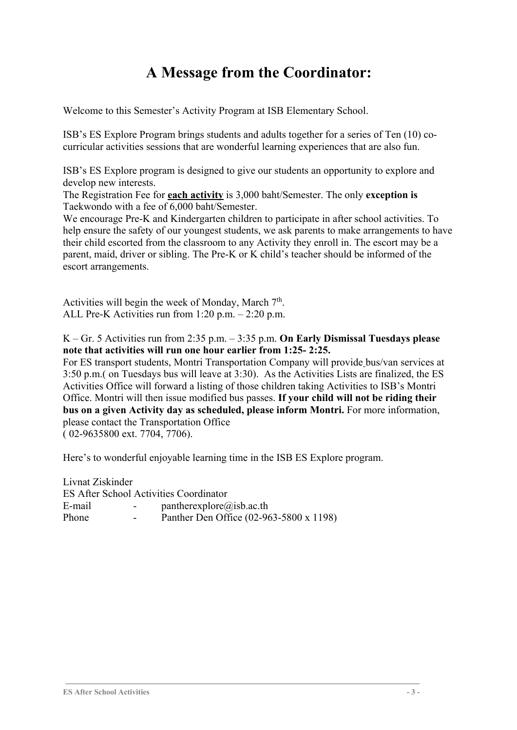# A Message from the Coordinator:

Welcome to this Semester's Activity Program at ISB Elementary School.

ISB's ES Explore Program brings students and adults together for a series of Ten (10) co-curricular activities sessions that are wonderful learning experiences that are also fun.

ISB's ES Explore program is designed to give our students an opportunity to explore and develop new interests.
The Registration Fee for **each activity** is 3,000 baht/Semester. The only **exception is** Taekwondo with a fee of 6,000 baht/Semester.
We encourage Pre-K and Kindergarten children to participate in after school activities. To help ensure the safety of our youngest students, we ask parents to make arrangements to have their child escorted from the classroom to any Activity they enroll in. The escort may be a parent, maid, driver or sibling. The Pre-K or K child's teacher should be informed of the escort arrangements.

Activities will begin the week of Monday, March 7th.
ALL Pre-K Activities run from 1:20 p.m. – 2:20 p.m.

K – Gr. 5 Activities run from 2:35 p.m. – 3:35 p.m. **On Early Dismissal Tuesdays please note that activities will run one hour earlier from 1:25- 2:25.**
For ES transport students, Montri Transportation Company will provide bus/van services at 3:50 p.m.( on Tuesdays bus will leave at 3:30). As the Activities Lists are finalized, the ES Activities Office will forward a listing of those children taking Activities to ISB's Montri Office. Montri will then issue modified bus passes. **If your child will not be riding their bus on a given Activity day as scheduled, please inform Montri.** For more information, please contact the Transportation Office
( 02-9635800 ext. 7704, 7706).

Here's to wonderful enjoyable learning time in the ISB ES Explore program.

Livnat Ziskinder
ES After School Activities Coordinator
E-mail - pantherexplore@isb.ac.th
Phone - Panther Den Office (02-963-5800 x 1198)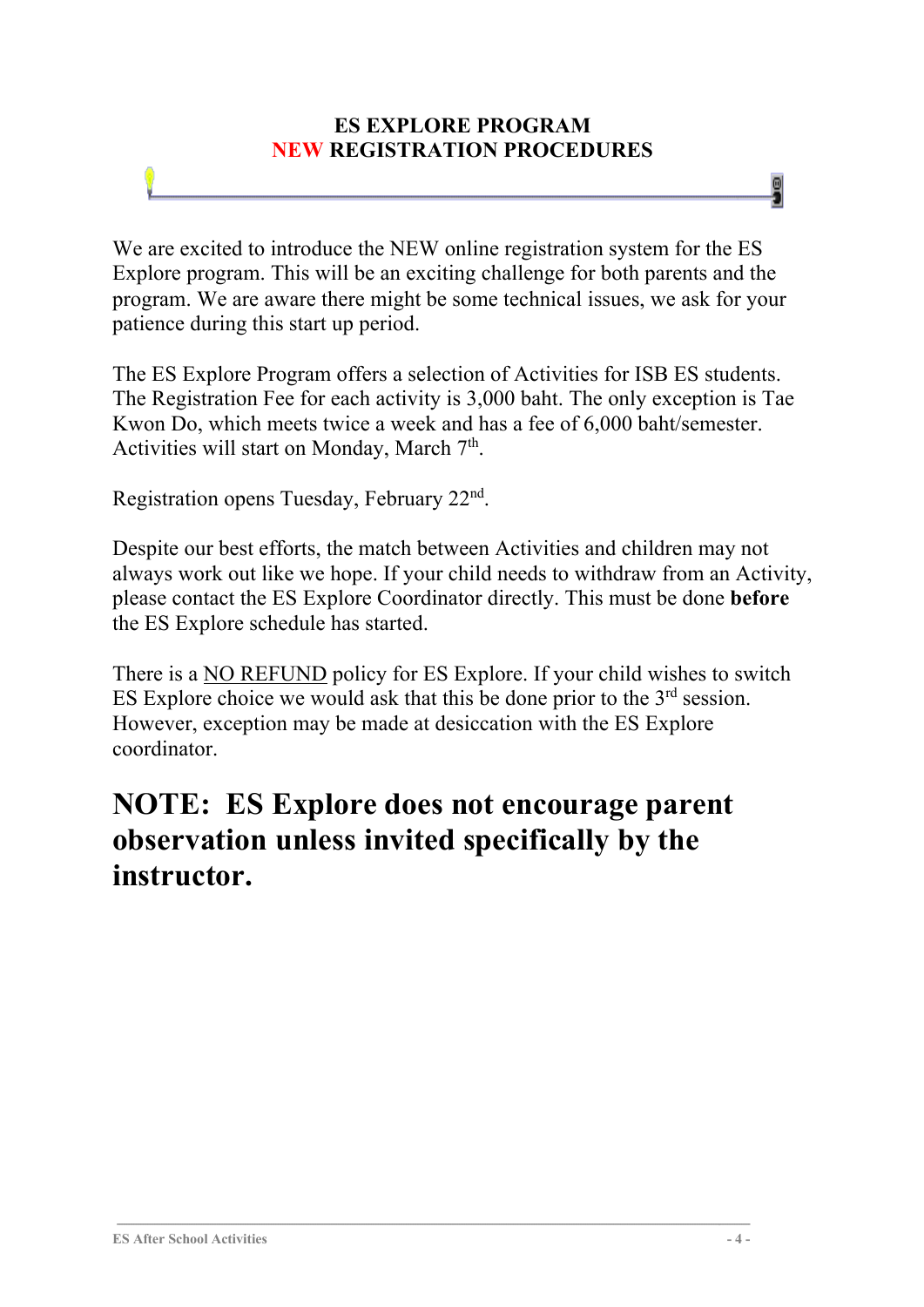# ES EXPLORE PROGRAM
# NEW REGISTRATION PROCEDURES

We are excited to introduce the NEW online registration system for the ES Explore program. This will be an exciting challenge for both parents and the program. We are aware there might be some technical issues, we ask for your patience during this start up period.

The ES Explore Program offers a selection of Activities for ISB ES students. The Registration Fee for each activity is 3,000 baht. The only exception is Tae Kwon Do, which meets twice a week and has a fee of 6,000 baht/semester. Activities will start on Monday, March 7th.

Registration opens Tuesday, February 22nd.

Despite our best efforts, the match between Activities and children may not always work out like we hope. If your child needs to withdraw from an Activity, please contact the ES Explore Coordinator directly. This must be done **before** the ES Explore schedule has started.

There is a NO REFUND policy for ES Explore. If your child wishes to switch ES Explore choice we would ask that this be done prior to the 3rd session. However, exception may be made at desiccation with the ES Explore coordinator.

## NOTE: ES Explore does not encourage parent observation unless invited specifically by the instructor.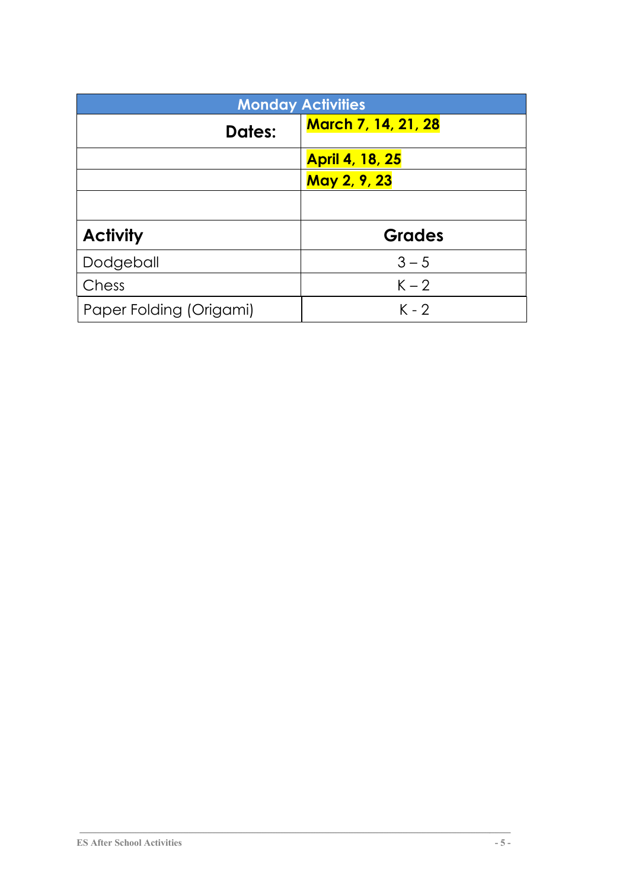| Monday Activities | |
|---|---|
| **Dates:** | **March 7, 14, 21, 28** |
| | **April 4, 18, 25** |
| | **May 2, 9, 23** |
| | |
| **Activity** | **Grades** |
| Dodgeball | 3 – 5 |
| Chess | K – 2 |
| Paper Folding (Origami) | K - 2 |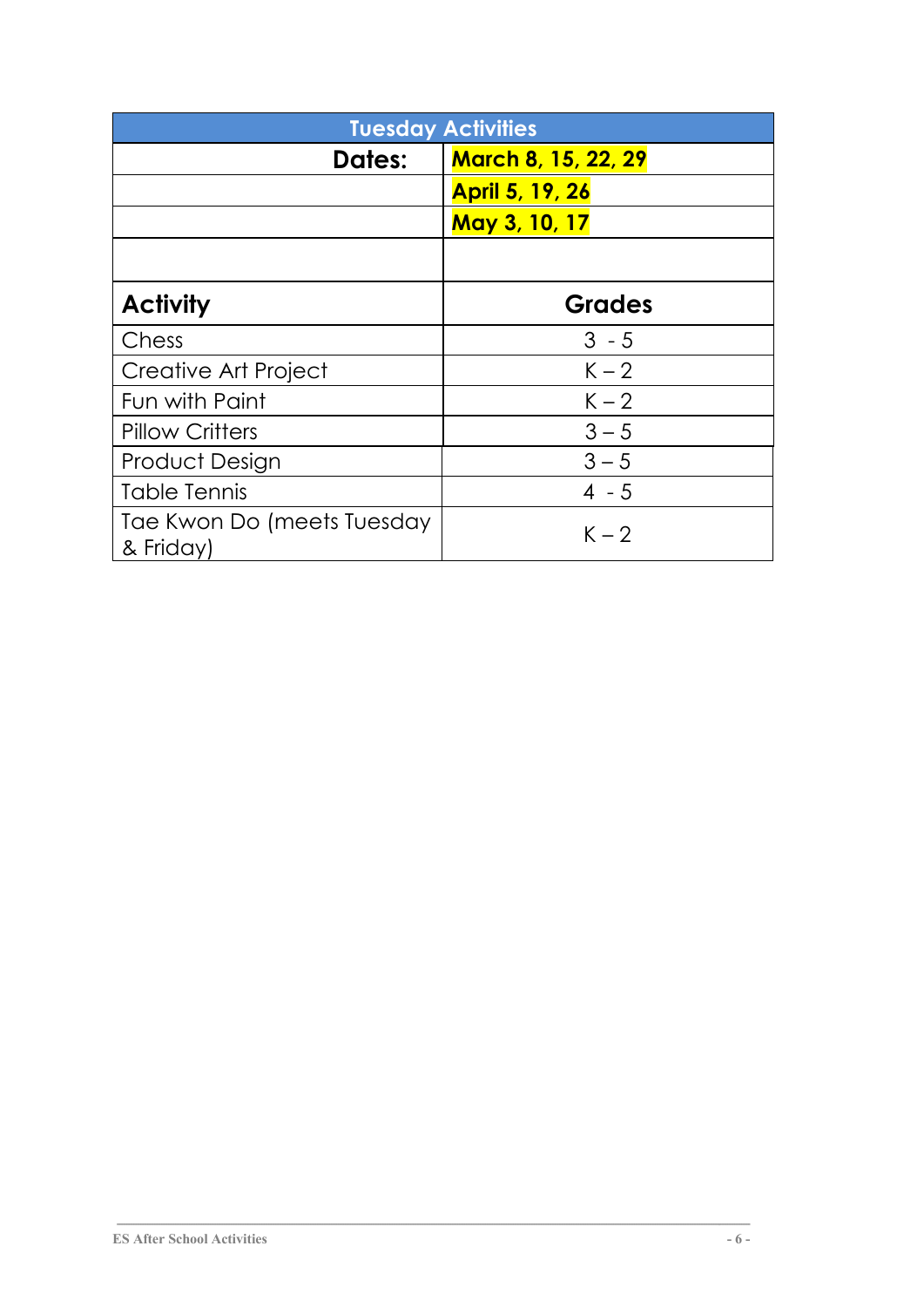| Tuesday Activities | |
|---|---|
| **Dates:** | **March 8, 15, 22, 29** |
| | **April 5, 19, 26** |
| | **May 3, 10, 17** |
| | |
| **Activity** | **Grades** |
| Chess | 3 - 5 |
| Creative Art Project | K – 2 |
| Fun with Paint | K – 2 |
| Pillow Critters | 3 – 5 |
| Product Design | 3 – 5 |
| Table Tennis | 4 - 5 |
| Tae Kwon Do (meets Tuesday & Friday) | K – 2 |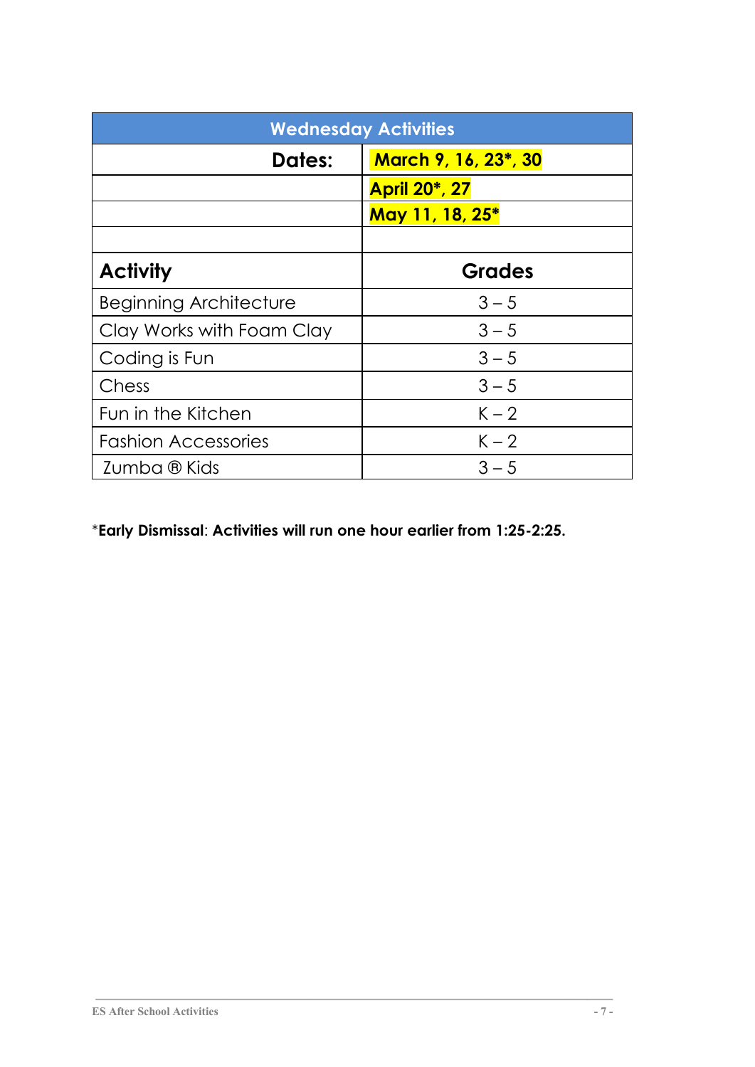| Wednesday Activities | |
|---|---|
| **Dates:** | **March 9, 16, 23*, 30** |
| | **April 20*, 27** |
| | **May 11, 18, 25*** |
| | |
| **Activity** | **Grades** |
| Beginning Architecture | 3 – 5 |
| Clay Works with Foam Clay | 3 – 5 |
| Coding is Fun | 3 – 5 |
| Chess | 3 – 5 |
| Fun in the Kitchen | K – 2 |
| Fashion Accessories | K – 2 |
| Zumba ® Kids | 3 – 5 |

***Early Dismissal**: **Activities will run one hour earlier from 1:25-2:25.**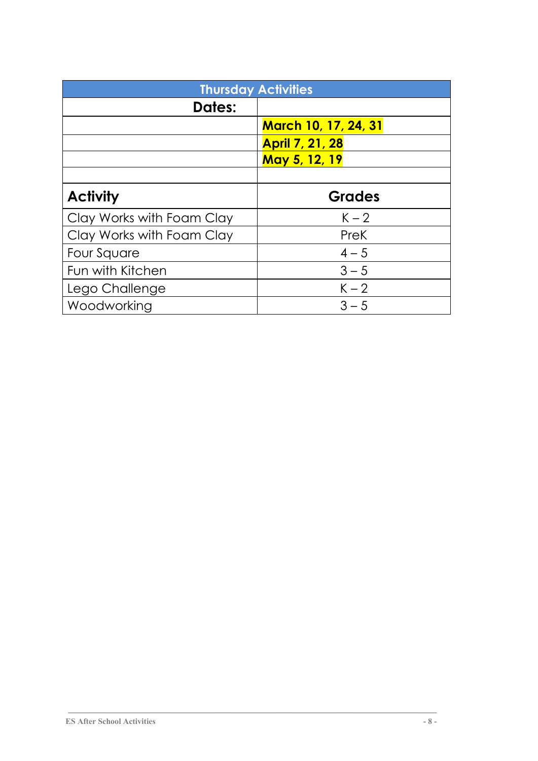| Thursday Activities | |
|---|---|
| **Dates:** | |
| | **March 10, 17, 24, 31** |
| | **April 7, 21, 28** |
| | **May 5, 12, 19** |
| | |
| **Activity** | **Grades** |
| Clay Works with Foam Clay | K – 2 |
| Clay Works with Foam Clay | PreK |
| Four Square | 4 – 5 |
| Fun with Kitchen | 3 – 5 |
| Lego Challenge | K – 2 |
| Woodworking | 3 – 5 |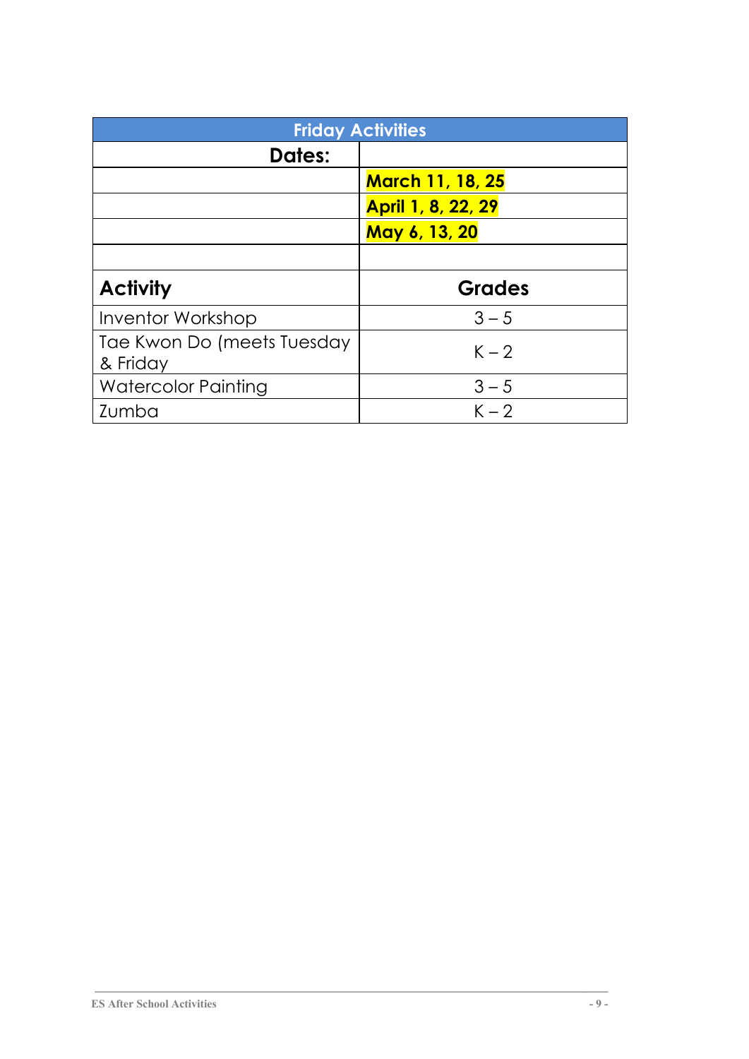| Friday Activities | |
|---|---|
| **Dates:** | |
| | **March 11, 18, 25** |
| | **April 1, 8, 22, 29** |
| | **May 6, 13, 20** |
| | |
| **Activity** | **Grades** |
| Inventor Workshop | 3 – 5 |
| Tae Kwon Do (meets Tuesday & Friday | K – 2 |
| Watercolor Painting | 3 – 5 |
| Zumba | K – 2 |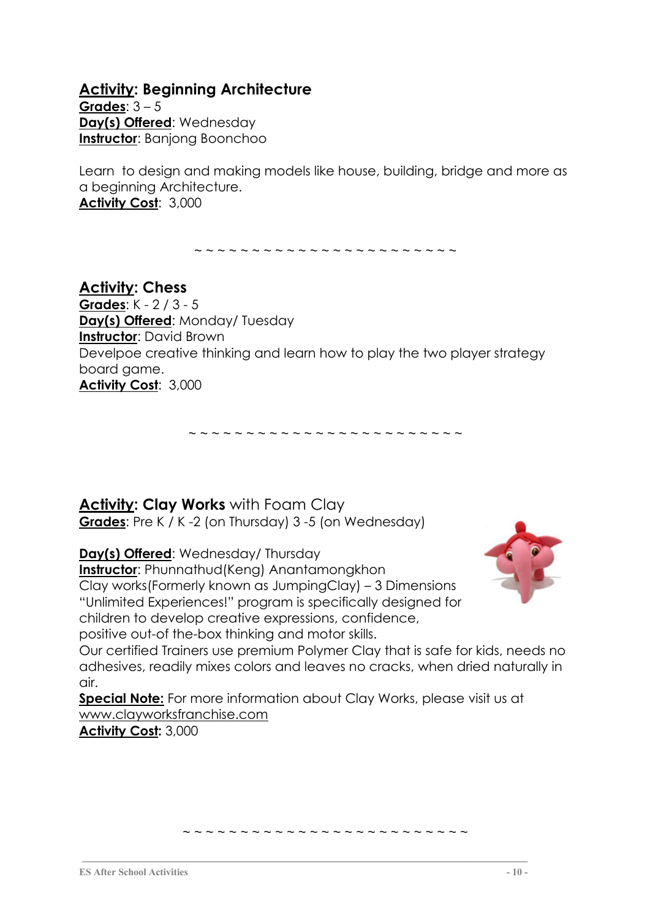## **Activity: Beginning Architecture**

**Grades**: 3 – 5
**Day(s) Offered**: Wednesday
**Instructor**: Banjong Boonchoo

Learn to design and making models like house, building, bridge and more as a beginning Architecture.
**Activity Cost**: 3,000

~ ~ ~ ~ ~ ~ ~ ~ ~ ~ ~ ~ ~ ~ ~ ~ ~ ~ ~ ~ ~ ~ ~ ~

## **Activity: Chess**

**Grades**: K - 2 / 3 - 5
**Day(s) Offered**: Monday/ Tuesday
**Instructor**: David Brown
Develpoe creative thinking and learn how to play the two player strategy board game.
**Activity Cost**: 3,000

~ ~ ~ ~ ~ ~ ~ ~ ~ ~ ~ ~ ~ ~ ~ ~ ~ ~ ~ ~ ~ ~ ~ ~ ~

## **Activity: Clay Works** with Foam Clay

**Grades**: Pre K / K -2 (on Thursday) 3 -5 (on Wednesday)

**Day(s) Offered**: Wednesday/ Thursday
**Instructor**: Phunnathud(Keng) Anantamongkhon
Clay works(Formerly known as JumpingClay) – 3 Dimensions "Unlimited Experiences!" program is specifically designed for children to develop creative expressions, confidence, positive out-of the-box thinking and motor skills.
Our certified Trainers use premium Polymer Clay that is safe for kids, needs no adhesives, readily mixes colors and leaves no cracks, when dried naturally in air.
**Special Note:** For more information about Clay Works, please visit us at www.clayworksfranchise.com
**Activity Cost:** 3,000

~ ~ ~ ~ ~ ~ ~ ~ ~ ~ ~ ~ ~ ~ ~ ~ ~ ~ ~ ~ ~ ~ ~ ~ ~ ~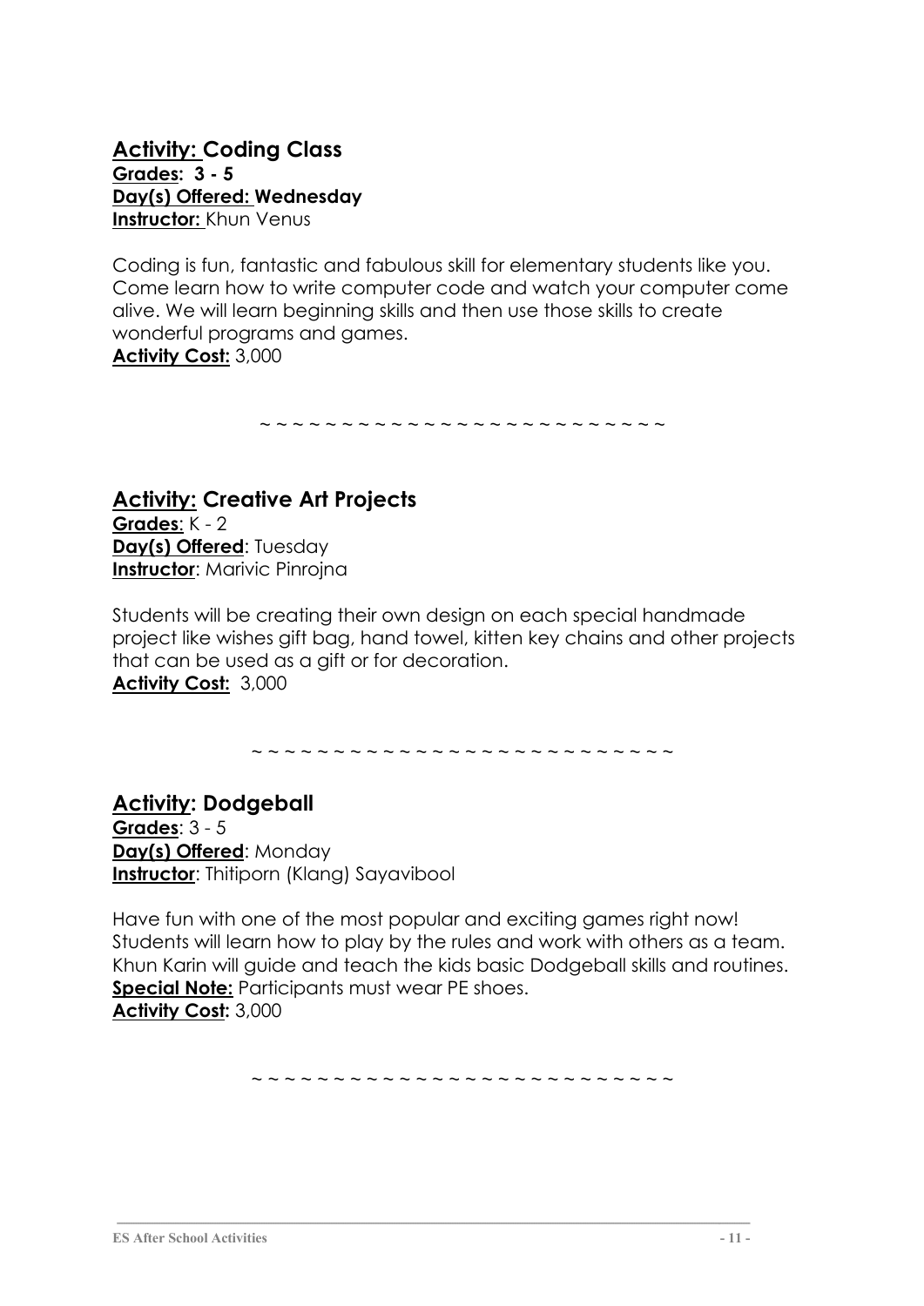## **Activity: Coding Class**

**Grades: 3 - 5**
**Day(s) Offered: Wednesday**
**Instructor:** Khun Venus

Coding is fun, fantastic and fabulous skill for elementary students like you. Come learn how to write computer code and watch your computer come alive. We will learn beginning skills and then use those skills to create wonderful programs and games.
**Activity Cost:** 3,000

~ ~ ~ ~ ~ ~ ~ ~ ~ ~ ~ ~ ~ ~ ~ ~ ~ ~ ~ ~ ~ ~ ~ ~ ~ ~

## **Activity: Creative Art Projects**

**Grades**: K - 2
**Day(s) Offered**: Tuesday
**Instructor**: Marivic Pinrojna

Students will be creating their own design on each special handmade project like wishes gift bag, hand towel, kitten key chains and other projects that can be used as a gift or for decoration.
**Activity Cost:** 3,000

~ ~ ~ ~ ~ ~ ~ ~ ~ ~ ~ ~ ~ ~ ~ ~ ~ ~ ~ ~ ~ ~ ~ ~ ~ ~ ~

## **Activity: Dodgeball**

**Grades**: 3 - 5
**Day(s) Offered**: Monday
**Instructor**: Thitiporn (Klang) Sayavibool

Have fun with one of the most popular and exciting games right now! Students will learn how to play by the rules and work with others as a team. Khun Karin will guide and teach the kids basic Dodgeball skills and routines.
**Special Note:** Participants must wear PE shoes.
**Activity Cost:** 3,000

~ ~ ~ ~ ~ ~ ~ ~ ~ ~ ~ ~ ~ ~ ~ ~ ~ ~ ~ ~ ~ ~ ~ ~ ~ ~ ~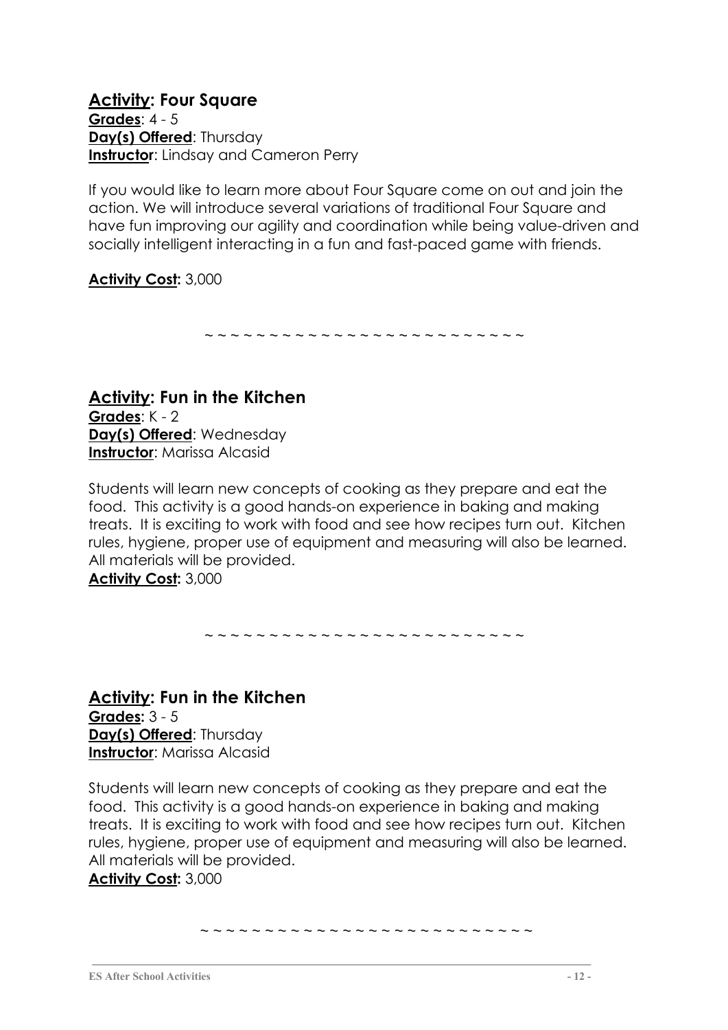## **Activity: Four Square**

**Grades**: 4 - 5
**Day(s) Offered**: Thursday
**Instructor**: Lindsay and Cameron Perry

If you would like to learn more about Four Square come on out and join the action. We will introduce several variations of traditional Four Square and have fun improving our agility and coordination while being value-driven and socially intelligent interacting in a fun and fast-paced game with friends.

**Activity Cost:** 3,000

~ ~ ~ ~ ~ ~ ~ ~ ~ ~ ~ ~ ~ ~ ~ ~ ~ ~ ~ ~ ~ ~ ~ ~ ~ ~

## **Activity: Fun in the Kitchen**

**Grades**: K - 2
**Day(s) Offered**: Wednesday
**Instructor**: Marissa Alcasid

Students will learn new concepts of cooking as they prepare and eat the food. This activity is a good hands-on experience in baking and making treats. It is exciting to work with food and see how recipes turn out. Kitchen rules, hygiene, proper use of equipment and measuring will also be learned. All materials will be provided.
**Activity Cost:** 3,000

~ ~ ~ ~ ~ ~ ~ ~ ~ ~ ~ ~ ~ ~ ~ ~ ~ ~ ~ ~ ~ ~ ~ ~ ~ ~

## **Activity: Fun in the Kitchen**

**Grades:** 3 - 5
**Day(s) Offered**: Thursday
**Instructor**: Marissa Alcasid

Students will learn new concepts of cooking as they prepare and eat the food. This activity is a good hands-on experience in baking and making treats. It is exciting to work with food and see how recipes turn out. Kitchen rules, hygiene, proper use of equipment and measuring will also be learned. All materials will be provided.
**Activity Cost:** 3,000

~ ~ ~ ~ ~ ~ ~ ~ ~ ~ ~ ~ ~ ~ ~ ~ ~ ~ ~ ~ ~ ~ ~ ~ ~ ~ ~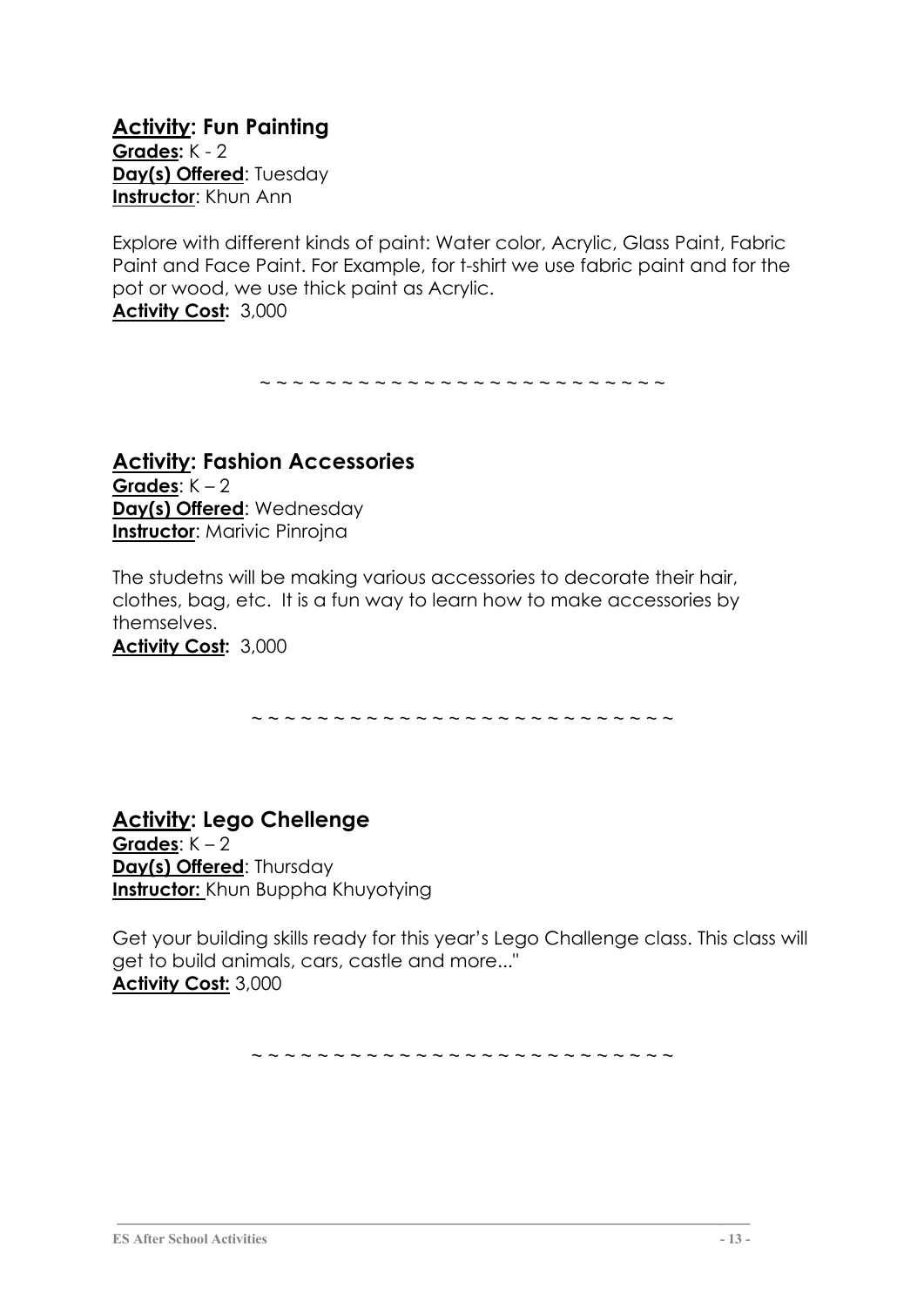## **Activity: Fun Painting**

**Grades:** K - 2
**Day(s) Offered**: Tuesday
**Instructor**: Khun Ann

Explore with different kinds of paint: Water color, Acrylic, Glass Paint, Fabric Paint and Face Paint. For Example, for t-shirt we use fabric paint and for the pot or wood, we use thick paint as Acrylic.
**Activity Cost:** 3,000

~ ~ ~ ~ ~ ~ ~ ~ ~ ~ ~ ~ ~ ~ ~ ~ ~ ~ ~ ~ ~ ~ ~ ~ ~ ~

## **Activity: Fashion Accessories**

**Grades**: K – 2
**Day(s) Offered**: Wednesday
**Instructor**: Marivic Pinrojna

The studetns will be making various accessories to decorate their hair, clothes, bag, etc. It is a fun way to learn how to make accessories by themselves.
**Activity Cost:** 3,000

~ ~ ~ ~ ~ ~ ~ ~ ~ ~ ~ ~ ~ ~ ~ ~ ~ ~ ~ ~ ~ ~ ~ ~ ~ ~ ~

## **Activity: Lego Chellenge**

**Grades**: K – 2
**Day(s) Offered**: Thursday
**Instructor:** Khun Buppha Khuyotying

Get your building skills ready for this year's Lego Challenge class. This class will get to build animals, cars, castle and more..."
**Activity Cost:** 3,000

~ ~ ~ ~ ~ ~ ~ ~ ~ ~ ~ ~ ~ ~ ~ ~ ~ ~ ~ ~ ~ ~ ~ ~ ~ ~ ~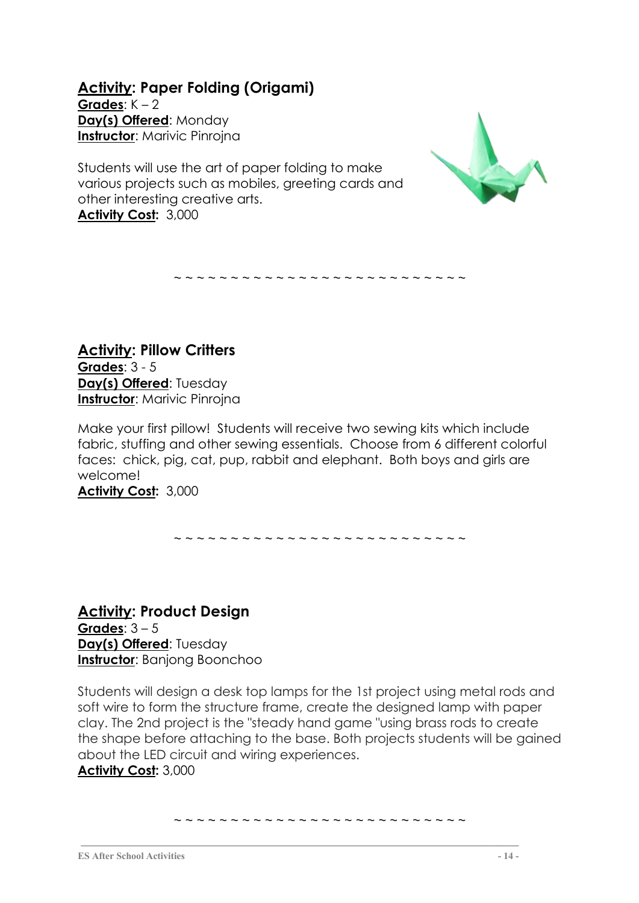## Activity: Paper Folding (Origami)

**Grades**: K – 2
**Day(s) Offered**: Monday
**Instructor**: Marivic Pinrojna

Students will use the art of paper folding to make various projects such as mobiles, greeting cards and other interesting creative arts.
**Activity Cost:** 3,000

~ ~ ~ ~ ~ ~ ~ ~ ~ ~ ~ ~ ~ ~ ~ ~ ~ ~ ~ ~ ~ ~ ~ ~ ~ ~ ~

## Activity: Pillow Critters

**Grades**: 3 - 5
**Day(s) Offered**: Tuesday
**Instructor**: Marivic Pinrojna

Make your first pillow! Students will receive two sewing kits which include fabric, stuffing and other sewing essentials. Choose from 6 different colorful faces: chick, pig, cat, pup, rabbit and elephant. Both boys and girls are welcome!
**Activity Cost:** 3,000

~ ~ ~ ~ ~ ~ ~ ~ ~ ~ ~ ~ ~ ~ ~ ~ ~ ~ ~ ~ ~ ~ ~ ~ ~ ~ ~

## Activity: Product Design

**Grades**: 3 – 5
**Day(s) Offered**: Tuesday
**Instructor**: Banjong Boonchoo

Students will design a desk top lamps for the 1st project using metal rods and soft wire to form the structure frame, create the designed lamp with paper clay. The 2nd project is the "steady hand game "using brass rods to create the shape before attaching to the base. Both projects students will be gained about the LED circuit and wiring experiences.
**Activity Cost:** 3,000

~ ~ ~ ~ ~ ~ ~ ~ ~ ~ ~ ~ ~ ~ ~ ~ ~ ~ ~ ~ ~ ~ ~ ~ ~ ~ ~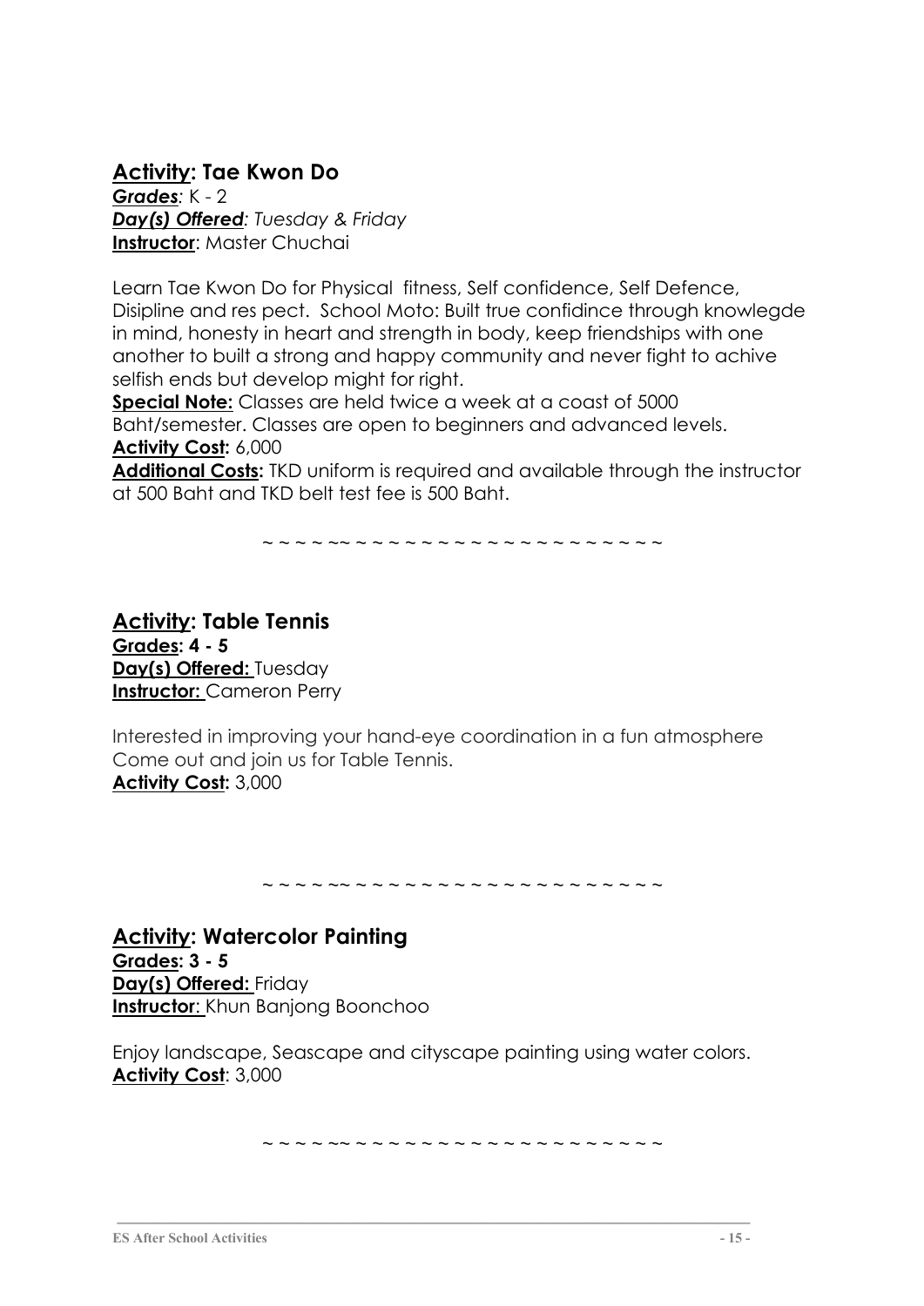## **Activity: Tae Kwon Do**

***Grades***: K - 2
***Day(s) Offered***: *Tuesday & Friday*
**Instructor**: Master Chuchai

Learn Tae Kwon Do for Physical fitness, Self confidence, Self Defence, Disipline and res pect. School Moto: Built true confidince through knowlegde in mind, honesty in heart and strength in body, keep friendships with one another to built a strong and happy community and never fight to achive selfish ends but develop might for right.

**Special Note:** Classes are held twice a week at a coast of 5000 Baht/semester. Classes are open to beginners and advanced levels.
**Activity Cost:** 6,000
**Additional Costs:** TKD uniform is required and available through the instructor at 500 Baht and TKD belt test fee is 500 Baht.

~ ~ ~ ~ ~~ ~ ~ ~ ~ ~ ~ ~ ~ ~ ~ ~ ~ ~ ~ ~ ~ ~ ~ ~

## **Activity: Table Tennis**

**Grades: 4 - 5**
**Day(s) Offered:** Tuesday
**Instructor:** Cameron Perry

Interested in improving your hand-eye coordination in a fun atmosphere Come out and join us for Table Tennis.
**Activity Cost:** 3,000

~ ~ ~ ~ ~~ ~ ~ ~ ~ ~ ~ ~ ~ ~ ~ ~ ~ ~ ~ ~ ~ ~ ~ ~

## **Activity: Watercolor Painting**

**Grades: 3 - 5**
**Day(s) Offered:** Friday
**Instructor**: Khun Banjong Boonchoo

Enjoy landscape, Seascape and cityscape painting using water colors.
**Activity Cost**: 3,000

~ ~ ~ ~ ~~ ~ ~ ~ ~ ~ ~ ~ ~ ~ ~ ~ ~ ~ ~ ~ ~ ~ ~ ~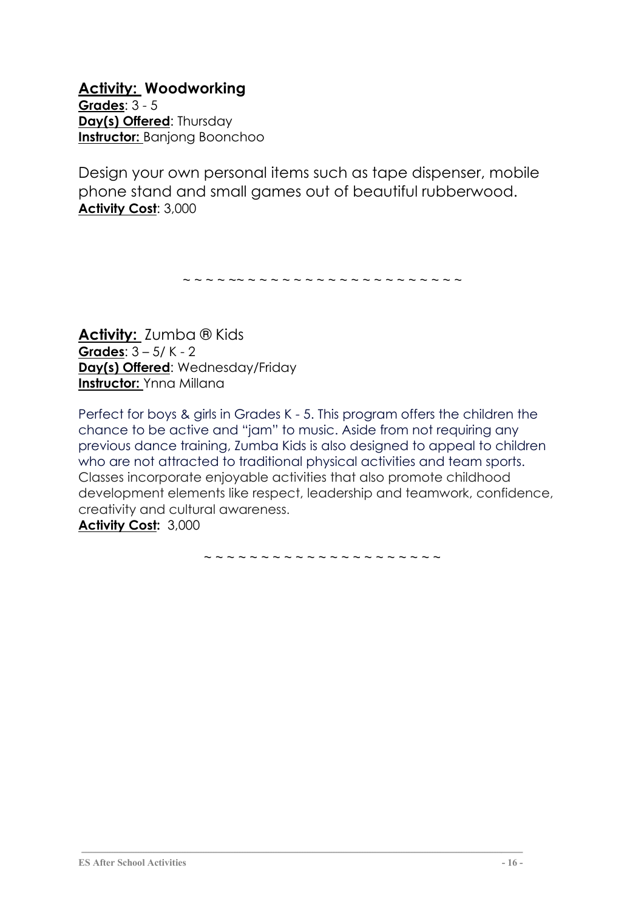**Activity: Woodworking**
**Grades**: 3 - 5
**Day(s) Offered**: Thursday
**Instructor:** Banjong Boonchoo

Design your own personal items such as tape dispenser, mobile phone stand and small games out of beautiful rubberwood.
**Activity Cost**: 3,000

~ ~ ~ ~ ~~ ~ ~ ~ ~ ~ ~ ~ ~ ~ ~ ~ ~ ~ ~ ~ ~ ~ ~ ~ ~

**Activity:** Zumba ® Kids
**Grades**: 3 – 5/ K - 2
**Day(s) Offered**: Wednesday/Friday
**Instructor:** Ynna Millana

Perfect for boys & girls in Grades K - 5. This program offers the children the chance to be active and "jam" to music. Aside from not requiring any previous dance training, Zumba Kids is also designed to appeal to children who are not attracted to traditional physical activities and team sports. Classes incorporate enjoyable activities that also promote childhood development elements like respect, leadership and teamwork, confidence, creativity and cultural awareness.
**Activity Cost:** 3,000

~ ~ ~ ~ ~ ~ ~ ~ ~ ~ ~ ~ ~ ~ ~ ~ ~ ~ ~ ~ ~ ~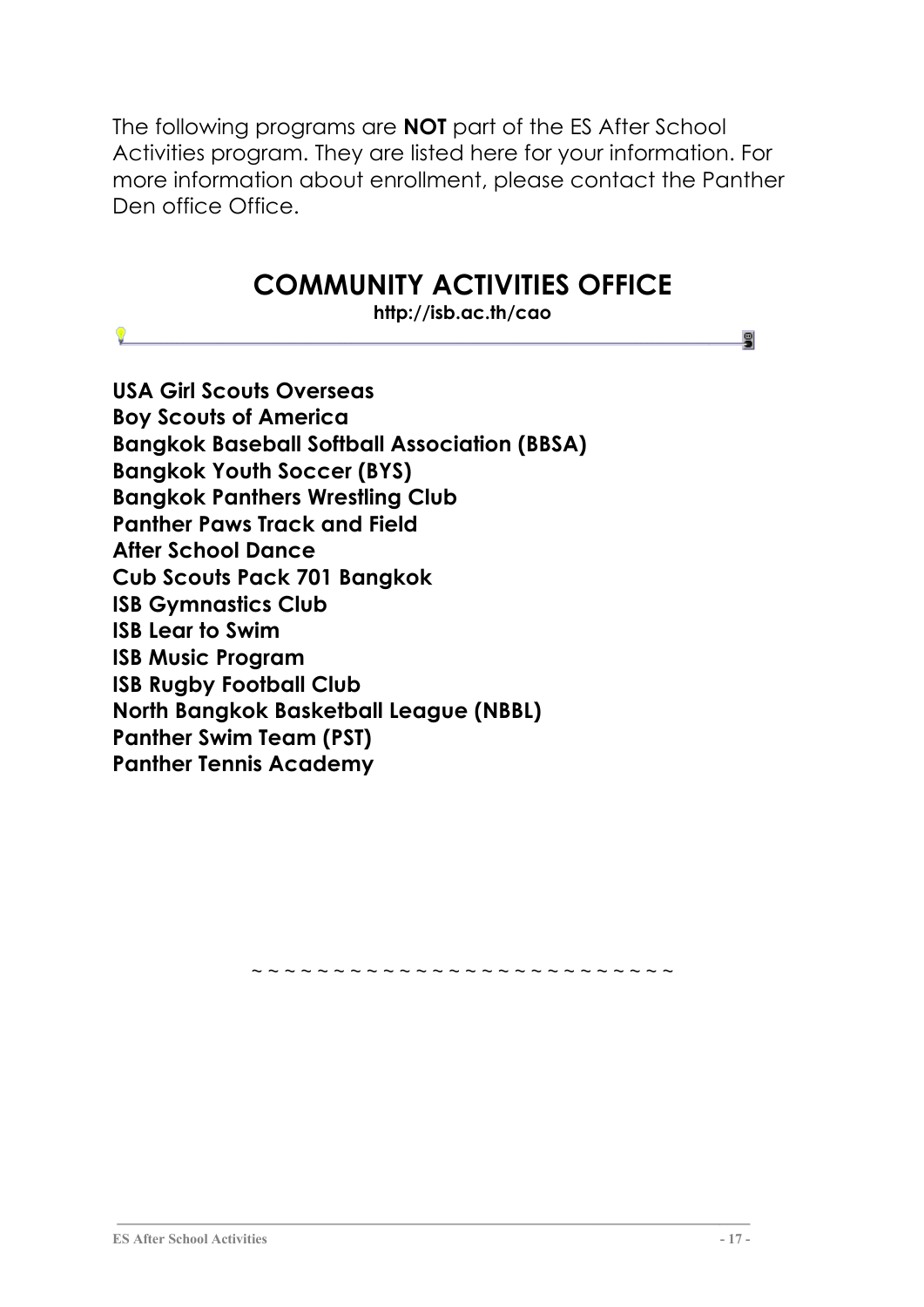The following programs are **NOT** part of the ES After School Activities program. They are listed here for your information. For more information about enrollment, please contact the Panther Den office Office.

# COMMUNITY ACTIVITIES OFFICE

**http://isb.ac.th/cao**

---

**USA Girl Scouts Overseas**
**Boy Scouts of America**
**Bangkok Baseball Softball Association (BBSA)**
**Bangkok Youth Soccer (BYS)**
**Bangkok Panthers Wrestling Club**
**Panther Paws Track and Field**
**After School Dance**
**Cub Scouts Pack 701 Bangkok**
**ISB Gymnastics Club**
**ISB Lear to Swim**
**ISB Music Program**
**ISB Rugby Football Club**
**North Bangkok Basketball League (NBBL)**
**Panther Swim Team (PST)**
**Panther Tennis Academy**

~ ~ ~ ~ ~ ~ ~ ~ ~ ~ ~ ~ ~ ~ ~ ~ ~ ~ ~ ~ ~ ~ ~ ~ ~ ~ ~